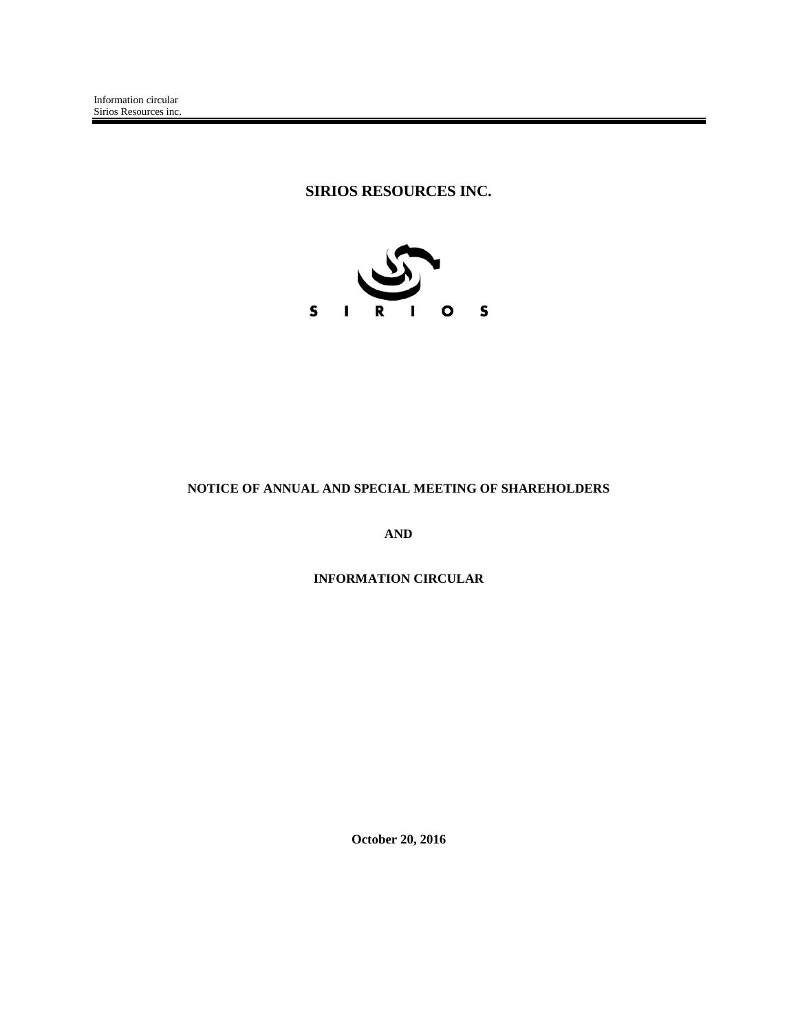# SIRIOS RESOURCES INC.

S I R I O S

**NOTICE OF ANNUAL AND SPECIAL MEETING OF SHAREHOLDERS**

**AND**

**INFORMATION CIRCULAR**

**October 20, 2016**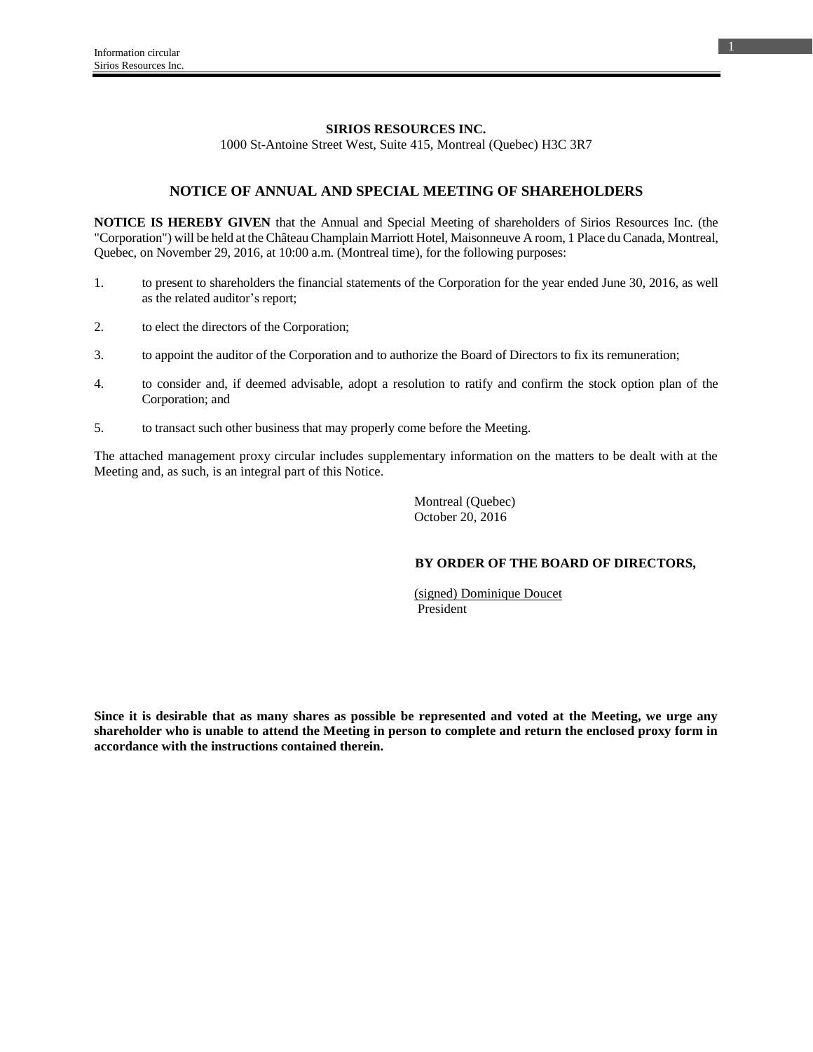**SIRIOS RESOURCES INC.**
1000 St-Antoine Street West, Suite 415, Montreal (Quebec) H3C 3R7

## NOTICE OF ANNUAL AND SPECIAL MEETING OF SHAREHOLDERS

**NOTICE IS HEREBY GIVEN** that the Annual and Special Meeting of shareholders of Sirios Resources Inc. (the "Corporation") will be held at the Château Champlain Marriott Hotel, Maisonneuve A room, 1 Place du Canada, Montreal, Quebec, on November 29, 2016, at 10:00 a.m. (Montreal time), for the following purposes:

1. to present to shareholders the financial statements of the Corporation for the year ended June 30, 2016, as well as the related auditor's report;
2. to elect the directors of the Corporation;
3. to appoint the auditor of the Corporation and to authorize the Board of Directors to fix its remuneration;
4. to consider and, if deemed advisable, adopt a resolution to ratify and confirm the stock option plan of the Corporation; and
5. to transact such other business that may properly come before the Meeting.

The attached management proxy circular includes supplementary information on the matters to be dealt with at the Meeting and, as such, is an integral part of this Notice.

Montreal (Quebec)
October 20, 2016

**BY ORDER OF THE BOARD OF DIRECTORS,**

(signed) Dominique Doucet
President

**Since it is desirable that as many shares as possible be represented and voted at the Meeting, we urge any shareholder who is unable to attend the Meeting in person to complete and return the enclosed proxy form in accordance with the instructions contained therein.**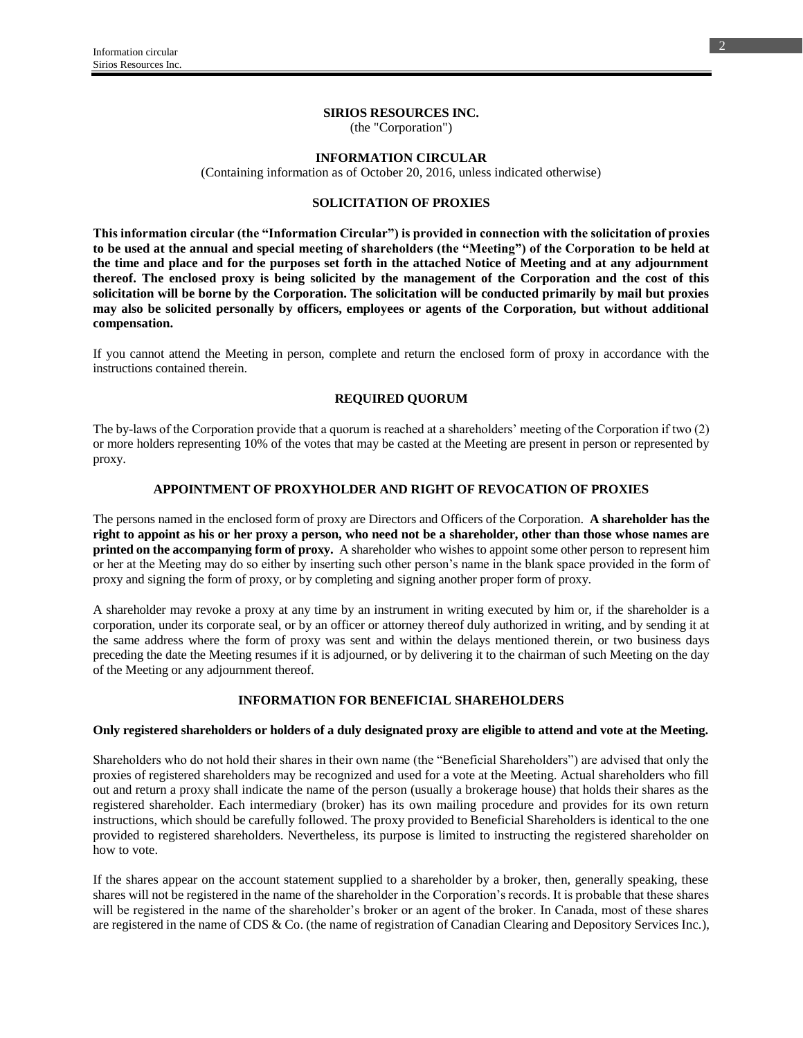**SIRIOS RESOURCES INC.**
(the "Corporation")

**INFORMATION CIRCULAR**
(Containing information as of October 20, 2016, unless indicated otherwise)

**SOLICITATION OF PROXIES**

**This information circular (the "Information Circular") is provided in connection with the solicitation of proxies to be used at the annual and special meeting of shareholders (the "Meeting") of the Corporation to be held at the time and place and for the purposes set forth in the attached Notice of Meeting and at any adjournment thereof. The enclosed proxy is being solicited by the management of the Corporation and the cost of this solicitation will be borne by the Corporation. The solicitation will be conducted primarily by mail but proxies may also be solicited personally by officers, employees or agents of the Corporation, but without additional compensation.**

If you cannot attend the Meeting in person, complete and return the enclosed form of proxy in accordance with the instructions contained therein.

**REQUIRED QUORUM**

The by-laws of the Corporation provide that a quorum is reached at a shareholders' meeting of the Corporation if two (2) or more holders representing 10% of the votes that may be casted at the Meeting are present in person or represented by proxy.

**APPOINTMENT OF PROXYHOLDER AND RIGHT OF REVOCATION OF PROXIES**

The persons named in the enclosed form of proxy are Directors and Officers of the Corporation. **A shareholder has the right to appoint as his or her proxy a person, who need not be a shareholder, other than those whose names are printed on the accompanying form of proxy.** A shareholder who wishes to appoint some other person to represent him or her at the Meeting may do so either by inserting such other person's name in the blank space provided in the form of proxy and signing the form of proxy, or by completing and signing another proper form of proxy.

A shareholder may revoke a proxy at any time by an instrument in writing executed by him or, if the shareholder is a corporation, under its corporate seal, or by an officer or attorney thereof duly authorized in writing, and by sending it at the same address where the form of proxy was sent and within the delays mentioned therein, or two business days preceding the date the Meeting resumes if it is adjourned, or by delivering it to the chairman of such Meeting on the day of the Meeting or any adjournment thereof.

**INFORMATION FOR BENEFICIAL SHAREHOLDERS**

**Only registered shareholders or holders of a duly designated proxy are eligible to attend and vote at the Meeting.**

Shareholders who do not hold their shares in their own name (the "Beneficial Shareholders") are advised that only the proxies of registered shareholders may be recognized and used for a vote at the Meeting. Actual shareholders who fill out and return a proxy shall indicate the name of the person (usually a brokerage house) that holds their shares as the registered shareholder. Each intermediary (broker) has its own mailing procedure and provides for its own return instructions, which should be carefully followed. The proxy provided to Beneficial Shareholders is identical to the one provided to registered shareholders. Nevertheless, its purpose is limited to instructing the registered shareholder on how to vote.

If the shares appear on the account statement supplied to a shareholder by a broker, then, generally speaking, these shares will not be registered in the name of the shareholder in the Corporation's records. It is probable that these shares will be registered in the name of the shareholder's broker or an agent of the broker. In Canada, most of these shares are registered in the name of CDS & Co. (the name of registration of Canadian Clearing and Depository Services Inc.),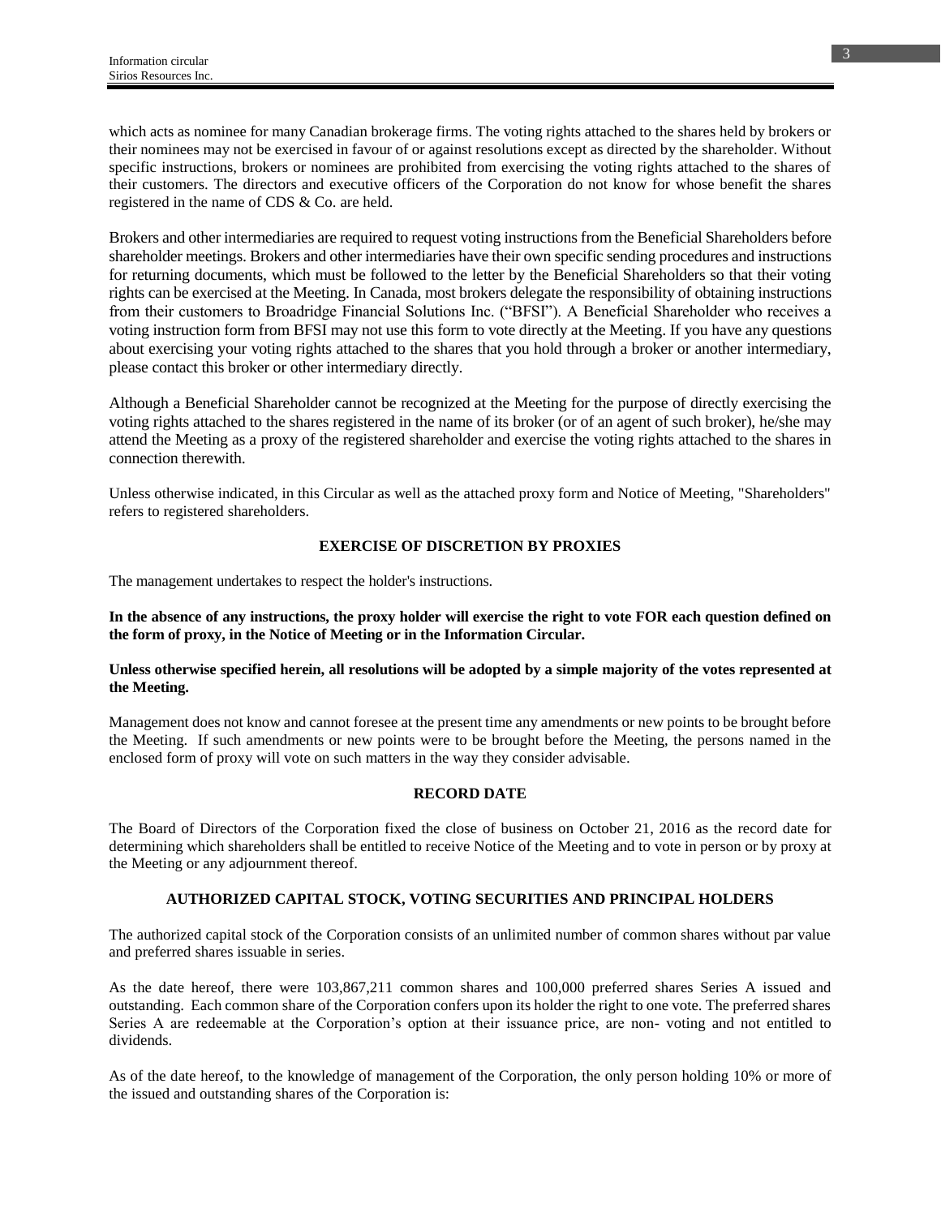which acts as nominee for many Canadian brokerage firms. The voting rights attached to the shares held by brokers or their nominees may not be exercised in favour of or against resolutions except as directed by the shareholder. Without specific instructions, brokers or nominees are prohibited from exercising the voting rights attached to the shares of their customers. The directors and executive officers of the Corporation do not know for whose benefit the shares registered in the name of CDS & Co. are held.

Brokers and other intermediaries are required to request voting instructions from the Beneficial Shareholders before shareholder meetings. Brokers and other intermediaries have their own specific sending procedures and instructions for returning documents, which must be followed to the letter by the Beneficial Shareholders so that their voting rights can be exercised at the Meeting. In Canada, most brokers delegate the responsibility of obtaining instructions from their customers to Broadridge Financial Solutions Inc. ("BFSI"). A Beneficial Shareholder who receives a voting instruction form from BFSI may not use this form to vote directly at the Meeting. If you have any questions about exercising your voting rights attached to the shares that you hold through a broker or another intermediary, please contact this broker or other intermediary directly.

Although a Beneficial Shareholder cannot be recognized at the Meeting for the purpose of directly exercising the voting rights attached to the shares registered in the name of its broker (or of an agent of such broker), he/she may attend the Meeting as a proxy of the registered shareholder and exercise the voting rights attached to the shares in connection therewith.

Unless otherwise indicated, in this Circular as well as the attached proxy form and Notice of Meeting, "Shareholders" refers to registered shareholders.

## EXERCISE OF DISCRETION BY PROXIES

The management undertakes to respect the holder's instructions.

**In the absence of any instructions, the proxy holder will exercise the right to vote FOR each question defined on the form of proxy, in the Notice of Meeting or in the Information Circular.**

**Unless otherwise specified herein, all resolutions will be adopted by a simple majority of the votes represented at the Meeting.**

Management does not know and cannot foresee at the present time any amendments or new points to be brought before the Meeting. If such amendments or new points were to be brought before the Meeting, the persons named in the enclosed form of proxy will vote on such matters in the way they consider advisable.

## RECORD DATE

The Board of Directors of the Corporation fixed the close of business on October 21, 2016 as the record date for determining which shareholders shall be entitled to receive Notice of the Meeting and to vote in person or by proxy at the Meeting or any adjournment thereof.

## AUTHORIZED CAPITAL STOCK, VOTING SECURITIES AND PRINCIPAL HOLDERS

The authorized capital stock of the Corporation consists of an unlimited number of common shares without par value and preferred shares issuable in series.

As the date hereof, there were 103,867,211 common shares and 100,000 preferred shares Series A issued and outstanding. Each common share of the Corporation confers upon its holder the right to one vote. The preferred shares Series A are redeemable at the Corporation's option at their issuance price, are non- voting and not entitled to dividends.

As of the date hereof, to the knowledge of management of the Corporation, the only person holding 10% or more of the issued and outstanding shares of the Corporation is: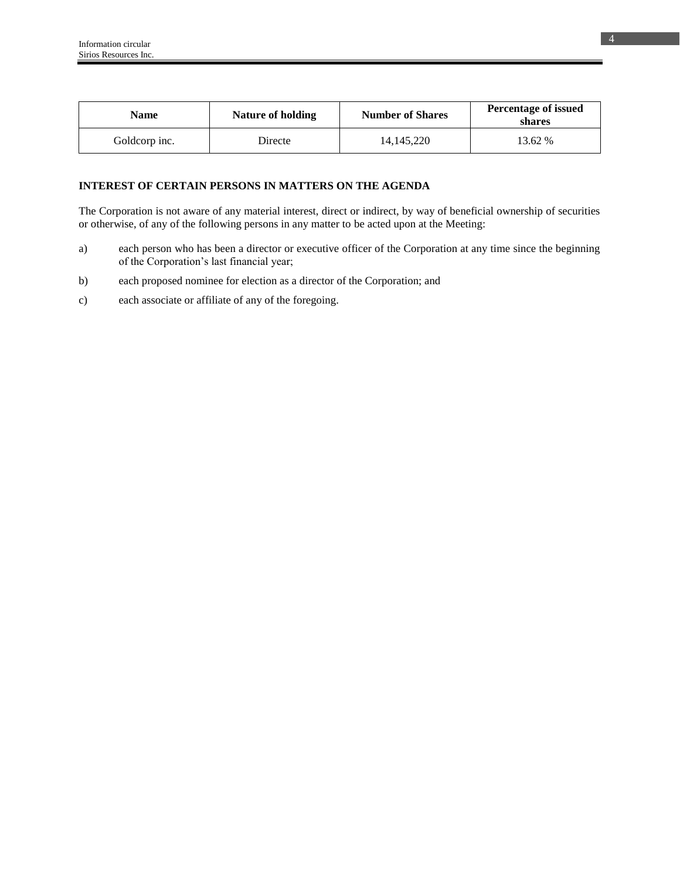| Name | Nature of holding | Number of Shares | Percentage of issued shares |
| --- | --- | --- | --- |
| Goldcorp inc. | Directe | 14,145,220 | 13.62 % |

**INTEREST OF CERTAIN PERSONS IN MATTERS ON THE AGENDA**

The Corporation is not aware of any material interest, direct or indirect, by way of beneficial ownership of securities or otherwise, of any of the following persons in any matter to be acted upon at the Meeting:

a) each person who has been a director or executive officer of the Corporation at any time since the beginning of the Corporation's last financial year;

b) each proposed nominee for election as a director of the Corporation; and

c) each associate or affiliate of any of the foregoing.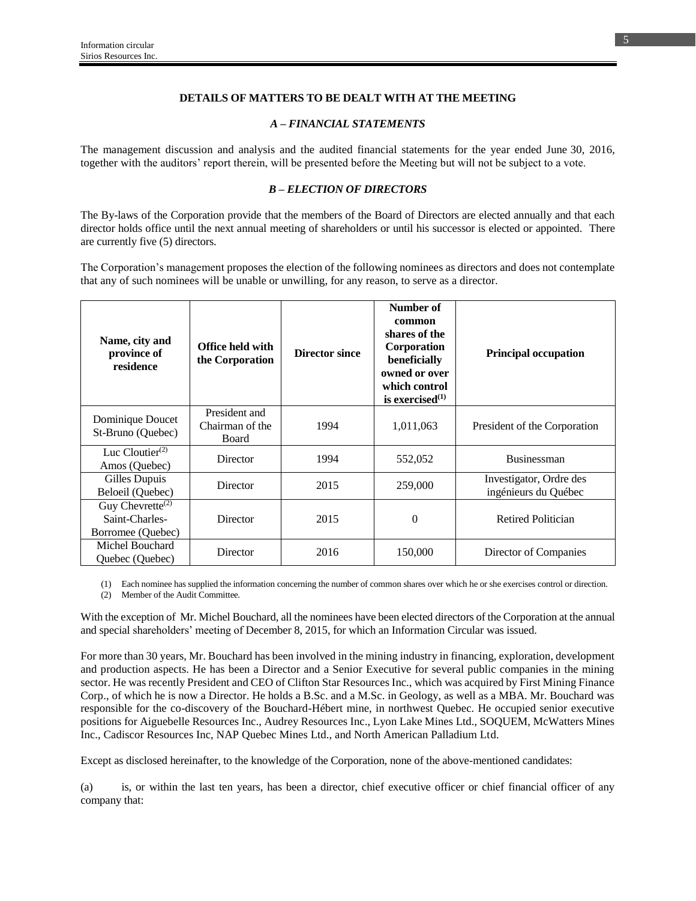**DETAILS OF MATTERS TO BE DEALT WITH AT THE MEETING**

***A – FINANCIAL STATEMENTS***

The management discussion and analysis and the audited financial statements for the year ended June 30, 2016, together with the auditors' report therein, will be presented before the Meeting but will not be subject to a vote.

***B – ELECTION OF DIRECTORS***

The By-laws of the Corporation provide that the members of the Board of Directors are elected annually and that each director holds office until the next annual meeting of shareholders or until his successor is elected or appointed. There are currently five (5) directors.

The Corporation's management proposes the election of the following nominees as directors and does not contemplate that any of such nominees will be unable or unwilling, for any reason, to serve as a director.

| Name, city and province of residence | Office held with the Corporation | Director since | Number of common shares of the Corporation beneficially owned or over which control is exercised(1) | Principal occupation |
|---|---|---|---|---|
| Dominique Doucet St-Bruno (Quebec) | President and Chairman of the Board | 1994 | 1,011,063 | President of the Corporation |
| Luc Cloutier(2) Amos (Quebec) | Director | 1994 | 552,052 | Businessman |
| Gilles Dupuis Beloeil (Quebec) | Director | 2015 | 259,000 | Investigator, Ordre des ingénieurs du Québec |
| Guy Chevrette(2) Saint-Charles-Borromee (Quebec) | Director | 2015 | 0 | Retired Politician |
| Michel Bouchard Quebec (Quebec) | Director | 2016 | 150,000 | Director of Companies |

(1) Each nominee has supplied the information concerning the number of common shares over which he or she exercises control or direction.
(2) Member of the Audit Committee.

With the exception of Mr. Michel Bouchard, all the nominees have been elected directors of the Corporation at the annual and special shareholders' meeting of December 8, 2015, for which an Information Circular was issued.

For more than 30 years, Mr. Bouchard has been involved in the mining industry in financing, exploration, development and production aspects. He has been a Director and a Senior Executive for several public companies in the mining sector. He was recently President and CEO of Clifton Star Resources Inc., which was acquired by First Mining Finance Corp., of which he is now a Director. He holds a B.Sc. and a M.Sc. in Geology, as well as a MBA. Mr. Bouchard was responsible for the co-discovery of the Bouchard-Hébert mine, in northwest Quebec. He occupied senior executive positions for Aiguebelle Resources Inc., Audrey Resources Inc., Lyon Lake Mines Ltd., SOQUEM, McWatters Mines Inc., Cadiscor Resources Inc, NAP Quebec Mines Ltd., and North American Palladium Ltd.

Except as disclosed hereinafter, to the knowledge of the Corporation, none of the above-mentioned candidates:

(a) is, or within the last ten years, has been a director, chief executive officer or chief financial officer of any company that: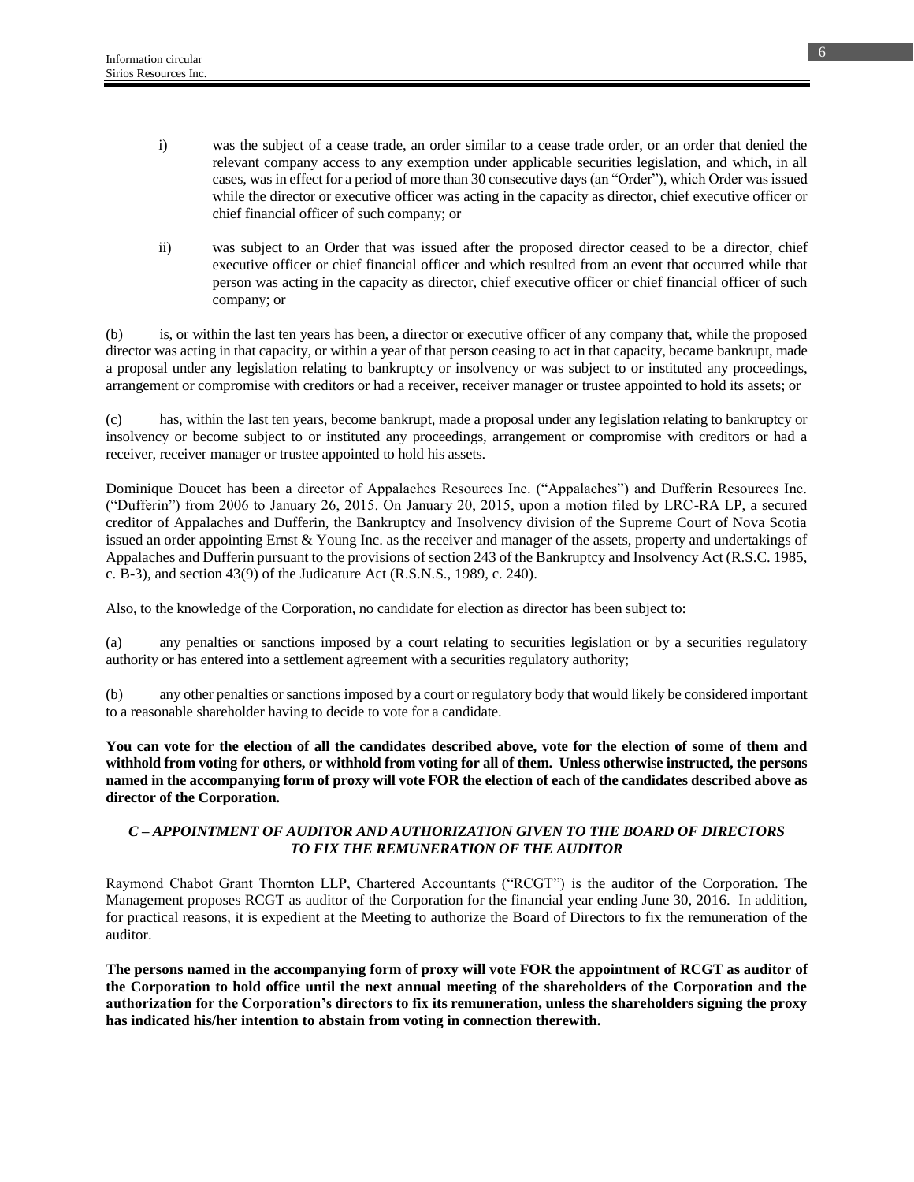i) was the subject of a cease trade, an order similar to a cease trade order, or an order that denied the relevant company access to any exemption under applicable securities legislation, and which, in all cases, was in effect for a period of more than 30 consecutive days (an "Order"), which Order was issued while the director or executive officer was acting in the capacity as director, chief executive officer or chief financial officer of such company; or

ii) was subject to an Order that was issued after the proposed director ceased to be a director, chief executive officer or chief financial officer and which resulted from an event that occurred while that person was acting in the capacity as director, chief executive officer or chief financial officer of such company; or

(b) is, or within the last ten years has been, a director or executive officer of any company that, while the proposed director was acting in that capacity, or within a year of that person ceasing to act in that capacity, became bankrupt, made a proposal under any legislation relating to bankruptcy or insolvency or was subject to or instituted any proceedings, arrangement or compromise with creditors or had a receiver, receiver manager or trustee appointed to hold its assets; or

(c) has, within the last ten years, become bankrupt, made a proposal under any legislation relating to bankruptcy or insolvency or become subject to or instituted any proceedings, arrangement or compromise with creditors or had a receiver, receiver manager or trustee appointed to hold his assets.

Dominique Doucet has been a director of Appalaches Resources Inc. ("Appalaches") and Dufferin Resources Inc. ("Dufferin") from 2006 to January 26, 2015. On January 20, 2015, upon a motion filed by LRC-RA LP, a secured creditor of Appalaches and Dufferin, the Bankruptcy and Insolvency division of the Supreme Court of Nova Scotia issued an order appointing Ernst & Young Inc. as the receiver and manager of the assets, property and undertakings of Appalaches and Dufferin pursuant to the provisions of section 243 of the Bankruptcy and Insolvency Act (R.S.C. 1985, c. B-3), and section 43(9) of the Judicature Act (R.S.N.S., 1989, c. 240).

Also, to the knowledge of the Corporation, no candidate for election as director has been subject to:

(a) any penalties or sanctions imposed by a court relating to securities legislation or by a securities regulatory authority or has entered into a settlement agreement with a securities regulatory authority;

(b) any other penalties or sanctions imposed by a court or regulatory body that would likely be considered important to a reasonable shareholder having to decide to vote for a candidate.

**You can vote for the election of all the candidates described above, vote for the election of some of them and withhold from voting for others, or withhold from voting for all of them. Unless otherwise instructed, the persons named in the accompanying form of proxy will vote FOR the election of each of the candidates described above as director of the Corporation.**

### *C – APPOINTMENT OF AUDITOR AND AUTHORIZATION GIVEN TO THE BOARD OF DIRECTORS TO FIX THE REMUNERATION OF THE AUDITOR*

Raymond Chabot Grant Thornton LLP, Chartered Accountants ("RCGT") is the auditor of the Corporation. The Management proposes RCGT as auditor of the Corporation for the financial year ending June 30, 2016. In addition, for practical reasons, it is expedient at the Meeting to authorize the Board of Directors to fix the remuneration of the auditor.

**The persons named in the accompanying form of proxy will vote FOR the appointment of RCGT as auditor of the Corporation to hold office until the next annual meeting of the shareholders of the Corporation and the authorization for the Corporation's directors to fix its remuneration, unless the shareholders signing the proxy has indicated his/her intention to abstain from voting in connection therewith.**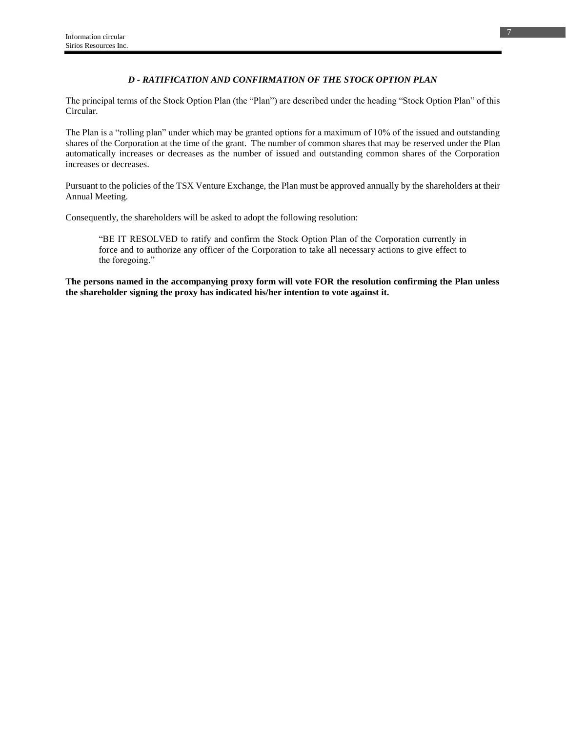### *D - RATIFICATION AND CONFIRMATION OF THE STOCK OPTION PLAN*

The principal terms of the Stock Option Plan (the “Plan”) are described under the heading “Stock Option Plan” of this Circular.

The Plan is a “rolling plan” under which may be granted options for a maximum of 10% of the issued and outstanding shares of the Corporation at the time of the grant. The number of common shares that may be reserved under the Plan automatically increases or decreases as the number of issued and outstanding common shares of the Corporation increases or decreases.

Pursuant to the policies of the TSX Venture Exchange, the Plan must be approved annually by the shareholders at their Annual Meeting.

Consequently, the shareholders will be asked to adopt the following resolution:

> “BE IT RESOLVED to ratify and confirm the Stock Option Plan of the Corporation currently in force and to authorize any officer of the Corporation to take all necessary actions to give effect to the foregoing.”

**The persons named in the accompanying proxy form will vote FOR the resolution confirming the Plan unless the shareholder signing the proxy has indicated his/her intention to vote against it.**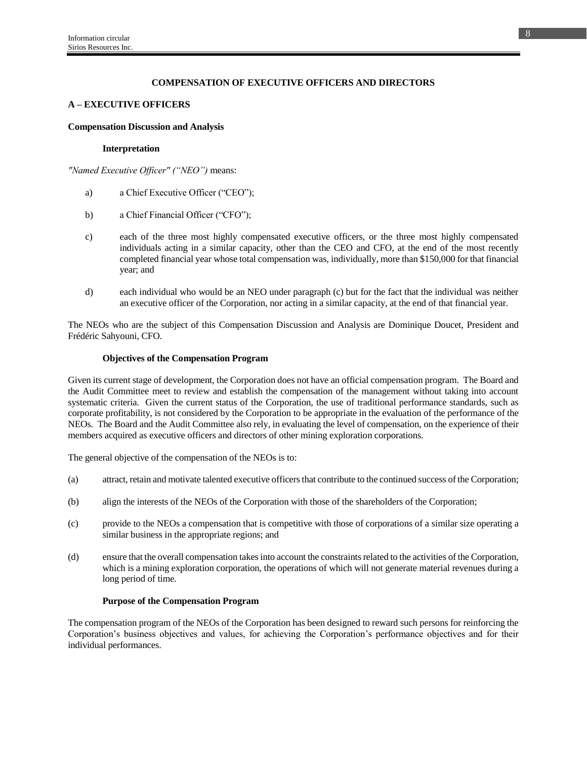## COMPENSATION OF EXECUTIVE OFFICERS AND DIRECTORS

### A – EXECUTIVE OFFICERS

**Compensation Discussion and Analysis**

**Interpretation**

*"Named Executive Officer" ("NEO")* means:

a) a Chief Executive Officer ("CEO");

b) a Chief Financial Officer ("CFO");

c) each of the three most highly compensated executive officers, or the three most highly compensated individuals acting in a similar capacity, other than the CEO and CFO, at the end of the most recently completed financial year whose total compensation was, individually, more than $150,000 for that financial year; and

d) each individual who would be an NEO under paragraph (c) but for the fact that the individual was neither an executive officer of the Corporation, nor acting in a similar capacity, at the end of that financial year.

The NEOs who are the subject of this Compensation Discussion and Analysis are Dominique Doucet, President and Frédéric Sahyouni, CFO.

**Objectives of the Compensation Program**

Given its current stage of development, the Corporation does not have an official compensation program. The Board and the Audit Committee meet to review and establish the compensation of the management without taking into account systematic criteria. Given the current status of the Corporation, the use of traditional performance standards, such as corporate profitability, is not considered by the Corporation to be appropriate in the evaluation of the performance of the NEOs. The Board and the Audit Committee also rely, in evaluating the level of compensation, on the experience of their members acquired as executive officers and directors of other mining exploration corporations.

The general objective of the compensation of the NEOs is to:

(a) attract, retain and motivate talented executive officers that contribute to the continued success of the Corporation;

(b) align the interests of the NEOs of the Corporation with those of the shareholders of the Corporation;

(c) provide to the NEOs a compensation that is competitive with those of corporations of a similar size operating a similar business in the appropriate regions; and

(d) ensure that the overall compensation takes into account the constraints related to the activities of the Corporation, which is a mining exploration corporation, the operations of which will not generate material revenues during a long period of time.

**Purpose of the Compensation Program**

The compensation program of the NEOs of the Corporation has been designed to reward such persons for reinforcing the Corporation's business objectives and values, for achieving the Corporation's performance objectives and for their individual performances.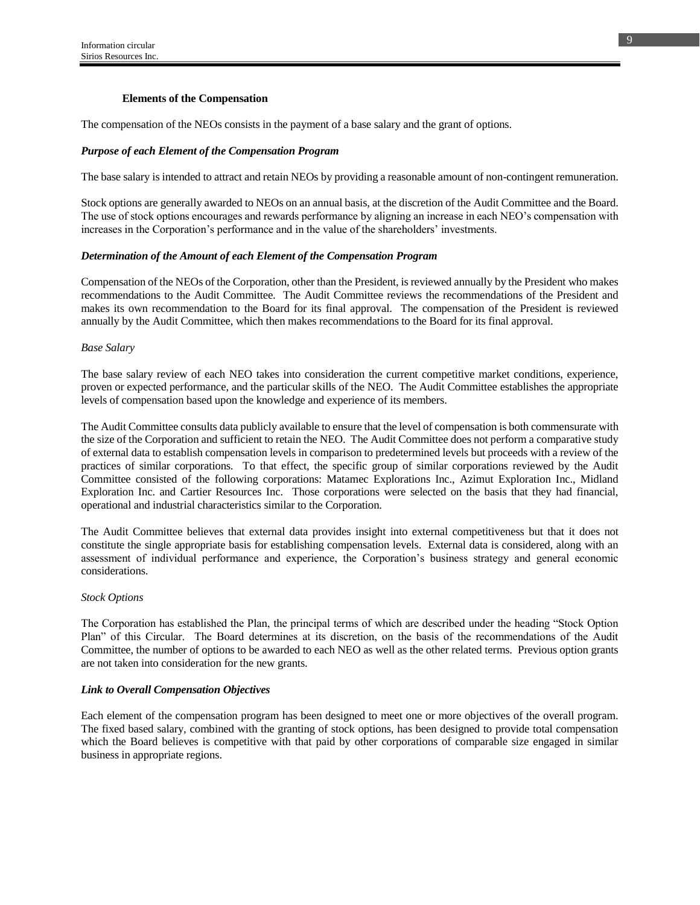#### Elements of the Compensation

The compensation of the NEOs consists in the payment of a base salary and the grant of options.

***Purpose of each Element of the Compensation Program***

The base salary is intended to attract and retain NEOs by providing a reasonable amount of non-contingent remuneration.

Stock options are generally awarded to NEOs on an annual basis, at the discretion of the Audit Committee and the Board. The use of stock options encourages and rewards performance by aligning an increase in each NEO's compensation with increases in the Corporation's performance and in the value of the shareholders' investments.

***Determination of the Amount of each Element of the Compensation Program***

Compensation of the NEOs of the Corporation, other than the President, is reviewed annually by the President who makes recommendations to the Audit Committee. The Audit Committee reviews the recommendations of the President and makes its own recommendation to the Board for its final approval. The compensation of the President is reviewed annually by the Audit Committee, which then makes recommendations to the Board for its final approval.

*Base Salary*

The base salary review of each NEO takes into consideration the current competitive market conditions, experience, proven or expected performance, and the particular skills of the NEO. The Audit Committee establishes the appropriate levels of compensation based upon the knowledge and experience of its members.

The Audit Committee consults data publicly available to ensure that the level of compensation is both commensurate with the size of the Corporation and sufficient to retain the NEO. The Audit Committee does not perform a comparative study of external data to establish compensation levels in comparison to predetermined levels but proceeds with a review of the practices of similar corporations. To that effect, the specific group of similar corporations reviewed by the Audit Committee consisted of the following corporations: Matamec Explorations Inc., Azimut Exploration Inc., Midland Exploration Inc. and Cartier Resources Inc. Those corporations were selected on the basis that they had financial, operational and industrial characteristics similar to the Corporation.

The Audit Committee believes that external data provides insight into external competitiveness but that it does not constitute the single appropriate basis for establishing compensation levels. External data is considered, along with an assessment of individual performance and experience, the Corporation's business strategy and general economic considerations.

*Stock Options*

The Corporation has established the Plan, the principal terms of which are described under the heading "Stock Option Plan" of this Circular. The Board determines at its discretion, on the basis of the recommendations of the Audit Committee, the number of options to be awarded to each NEO as well as the other related terms. Previous option grants are not taken into consideration for the new grants.

***Link to Overall Compensation Objectives***

Each element of the compensation program has been designed to meet one or more objectives of the overall program. The fixed based salary, combined with the granting of stock options, has been designed to provide total compensation which the Board believes is competitive with that paid by other corporations of comparable size engaged in similar business in appropriate regions.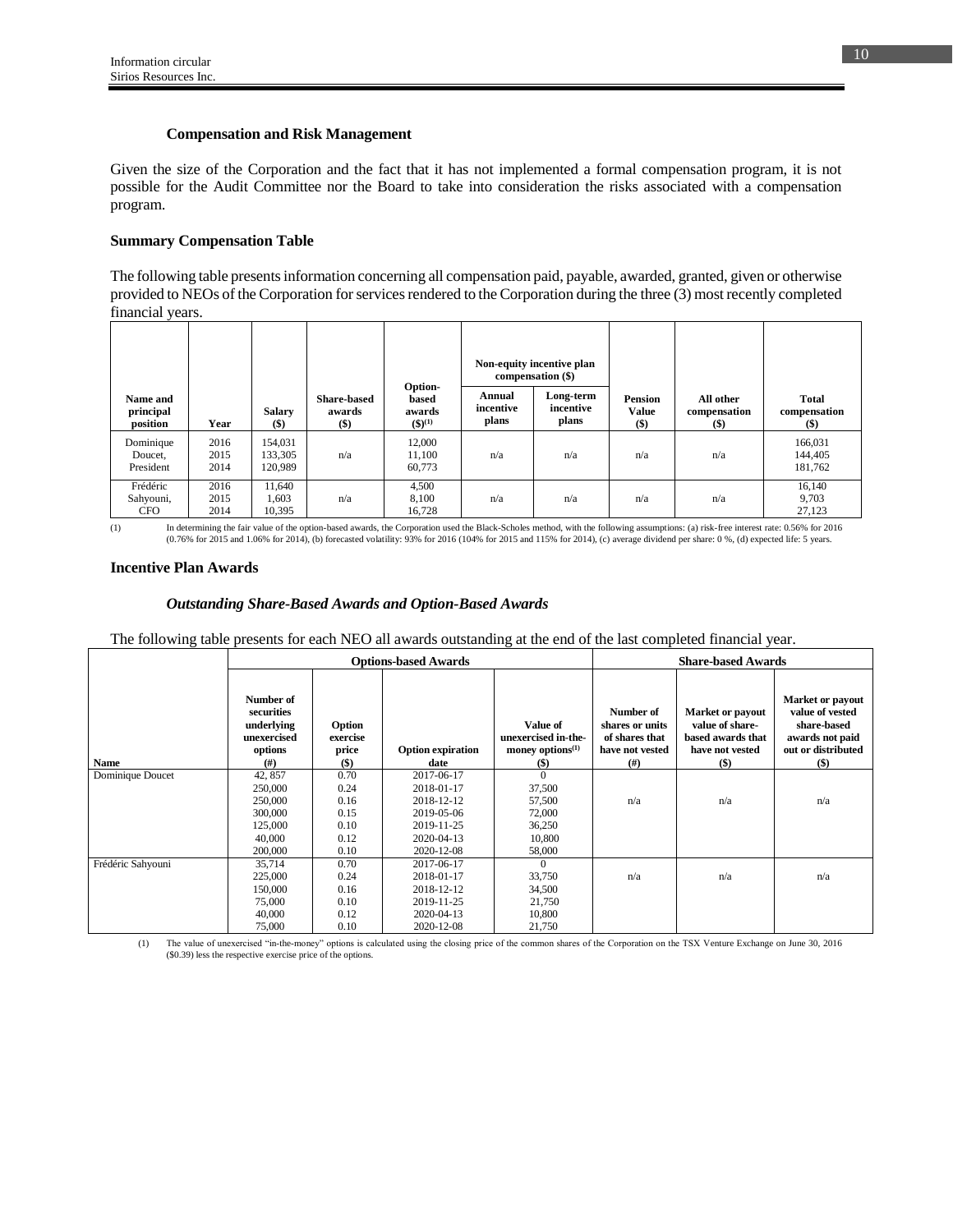#### Compensation and Risk Management

Given the size of the Corporation and the fact that it has not implemented a formal compensation program, it is not possible for the Audit Committee nor the Board to take into consideration the risks associated with a compensation program.

### Summary Compensation Table

The following table presents information concerning all compensation paid, payable, awarded, granted, given or otherwise provided to NEOs of the Corporation for services rendered to the Corporation during the three (3) most recently completed financial years.

| Name and principal position | Year | Salary ($) | Share-based awards ($) | Option-based awards ($)(1) | Non-equity incentive plan compensation ($) | | Pension Value ($) | All other compensation ($) | Total compensation ($) |
|---|---|---|---|---|---|---|---|---|---|
| | | | | | Annual incentive plans | Long-term incentive plans | | | |
| Dominique Doucet, President | 2016<br>2015<br>2014 | 154,031<br>133,305<br>120,989 | n/a | 12,000<br>11,100<br>60,773 | n/a | n/a | n/a | n/a | 166,031<br>144,405<br>181,762 |
| Frédéric Sahyouni, CFO | 2016<br>2015<br>2014 | 11,640<br>1,603<br>10,395 | n/a | 4,500<br>8,100<br>16,728 | n/a | n/a | n/a | n/a | 16,140<br>9,703<br>27,123 |

(1) In determining the fair value of the option-based awards, the Corporation used the Black-Scholes method, with the following assumptions: (a) risk-free interest rate: 0.56% for 2016 (0.76% for 2015 and 1.06% for 2014), (b) forecasted volatility: 93% for 2016 (104% for 2015 and 115% for 2014), (c) average dividend per share: 0 %, (d) expected life: 5 years.

### Incentive Plan Awards

#### *Outstanding Share-Based Awards and Option-Based Awards*

The following table presents for each NEO all awards outstanding at the end of the last completed financial year.

| | Options-based Awards | | | | Share-based Awards | | |
|---|---|---|---|---|---|---|---|
| Name | Number of securities underlying unexercised options (#) | Option exercise price ($) | Option expiration date | Value of unexercised in-the-money options(1) ($) | Number of shares or units of shares that have not vested (#) | Market or payout value of share-based awards that have not vested ($) | Market or payout value of vested share-based awards not paid out or distributed ($) |
| Dominique Doucet | 42, 857<br>250,000<br>250,000<br>300,000<br>125,000<br>40,000<br>200,000 | 0.70<br>0.24<br>0.16<br>0.15<br>0.10<br>0.12<br>0.10 | 2017-06-17<br>2018-01-17<br>2018-12-12<br>2019-05-06<br>2019-11-25<br>2020-04-13<br>2020-12-08 | 0<br>37,500<br>57,500<br>72,000<br>36,250<br>10,800<br>58,000 | n/a | n/a | n/a |
| Frédéric Sahyouni | 35,714<br>225,000<br>150,000<br>75,000<br>40,000<br>75,000 | 0.70<br>0.24<br>0.16<br>0.10<br>0.12<br>0.10 | 2017-06-17<br>2018-01-17<br>2018-12-12<br>2019-11-25<br>2020-04-13<br>2020-12-08 | 0<br>33,750<br>34,500<br>21,750<br>10,800<br>21,750 | n/a | n/a | n/a |

(1) The value of unexercised "in-the-money" options is calculated using the closing price of the common shares of the Corporation on the TSX Venture Exchange on June 30, 2016 ($0.39) less the respective exercise price of the options.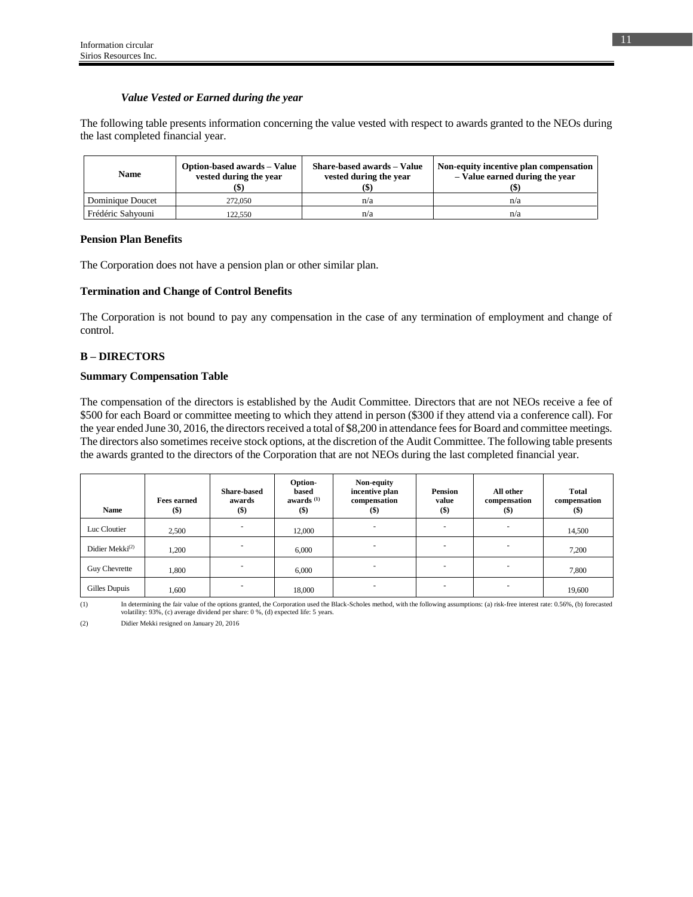*Value Vested or Earned during the year*

The following table presents information concerning the value vested with respect to awards granted to the NEOs during the last completed financial year.

| Name | Option-based awards – Value vested during the year ($) | Share-based awards – Value vested during the year ($) | Non-equity incentive plan compensation – Value earned during the year ($) |
|---|---|---|---|
| Dominique Doucet | 272,050 | n/a | n/a |
| Frédéric Sahyouni | 122,550 | n/a | n/a |

### Pension Plan Benefits

The Corporation does not have a pension plan or other similar plan.

### Termination and Change of Control Benefits

The Corporation is not bound to pay any compensation in the case of any termination of employment and change of control.

## B – DIRECTORS

### Summary Compensation Table

The compensation of the directors is established by the Audit Committee. Directors that are not NEOs receive a fee of $500 for each Board or committee meeting to which they attend in person ($300 if they attend via a conference call). For the year ended June 30, 2016, the directors received a total of $8,200 in attendance fees for Board and committee meetings. The directors also sometimes receive stock options, at the discretion of the Audit Committee. The following table presents the awards granted to the directors of the Corporation that are not NEOs during the last completed financial year.

| Name | Fees earned ($) | Share-based awards ($) | Option-based awards [(1)] ($) | Non-equity incentive plan compensation ($) | Pension value ($) | All other compensation ($) | Total compensation ($) |
|---|---|---|---|---|---|---|---|
| Luc Cloutier | 2,500 | - | 12,000 | - | - | - | 14,500 |
| Didier Mekki[(2)] | 1,200 | - | 6,000 | - | - | - | 7,200 |
| Guy Chevrette | 1,800 | - | 6,000 | - | - | - | 7,800 |
| Gilles Dupuis | 1,600 | - | 18,000 | - | - | - | 19,600 |

(1) In determining the fair value of the options granted, the Corporation used the Black-Scholes method, with the following assumptions: (a) risk-free interest rate: 0.56%, (b) forecasted volatility: 93%, (c) average dividend per share: 0 %, (d) expected life: 5 years.

(2) Didier Mekki resigned on January 20, 2016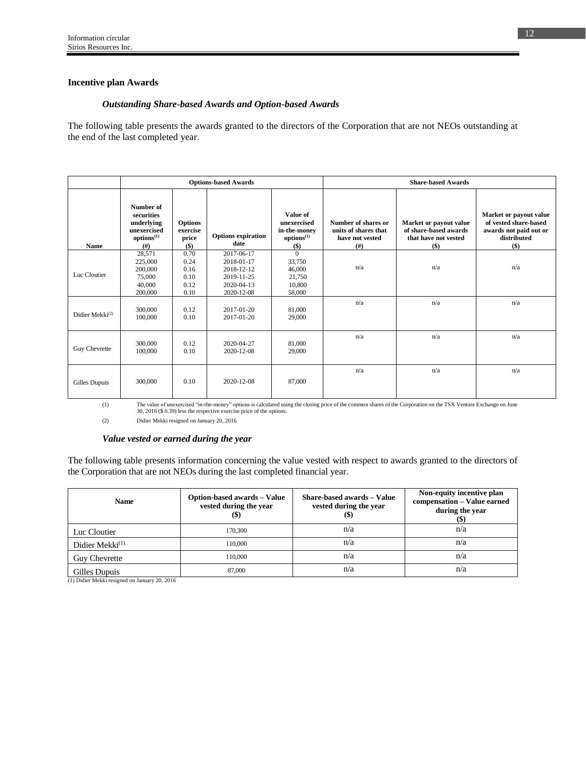## Incentive plan Awards

### *Outstanding Share-based Awards and Option-based Awards*

The following table presents the awards granted to the directors of the Corporation that are not NEOs outstanding at the end of the last completed year.

| | Options-based Awards | | | | Share-based Awards | | |
|---|---|---|---|---|---|---|---|
| Name | Number of securities underlying unexercised options[(1)] (#) | Options exercise price ($) | Options expiration date | Value of unexercised in-the-money options[(1)] ($) | Number of shares or units of shares that have not vested (#) | Market or payout value of share-based awards that have not vested ($) | Market or payout value of vested share-based awards not paid out or distributed ($) |
| Luc Cloutier | 28,571<br>225,000<br>200,000<br>75,000<br>40,000<br>200,000 | 0.70<br>0.24<br>0.16<br>0.10<br>0.12<br>0.10 | 2017-06-17<br>2018-01-17<br>2018-12-12<br>2019-11-25<br>2020-04-13<br>2020-12-08 | 0<br>33,750<br>46,000<br>21,750<br>10,800<br>58,000 | n/a | n/a | n/a |
| Didier Mekki[(2)] | 300,000<br>100,000 | 0.12<br>0.10 | 2017-01-20<br>2017-01-20 | 81,000<br>29,000 | n/a | n/a | n/a |
| Guy Chevrette | 300,000<br>100,000 | 0.12<br>0.10 | 2020-04-27<br>2020-12-08 | 81,000<br>29,000 | n/a | n/a | n/a |
| Gilles Dupuis | 300,000 | 0.10 | 2020-12-08 | 87,000 | n/a | n/a | n/a |

(1) The value of unexercised "in-the-money" options is calculated using the closing price of the common shares of the Corporation on the TSX Venture Exchange on June 30, 2016 ($ 0.39) less the respective exercise price of the options.

(2) Didier Mekki resigned on January 20, 2016

### *Value vested or earned during the year*

The following table presents information concerning the value vested with respect to awards granted to the directors of the Corporation that are not NEOs during the last completed financial year.

| Name | Option-based awards – Value vested during the year ($) | Share-based awards – Value vested during the year ($) | Non-equity incentive plan compensation – Value earned during the year ($) |
|---|---|---|---|
| Luc Cloutier | 170,300 | n/a | n/a |
| Didier Mekki[(1)] | 110,000 | n/a | n/a |
| Guy Chevrette | 110,000 | n/a | n/a |
| Gilles Dupuis | 87,000 | n/a | n/a |

(1) Didier Mekki resigned on January 20, 2016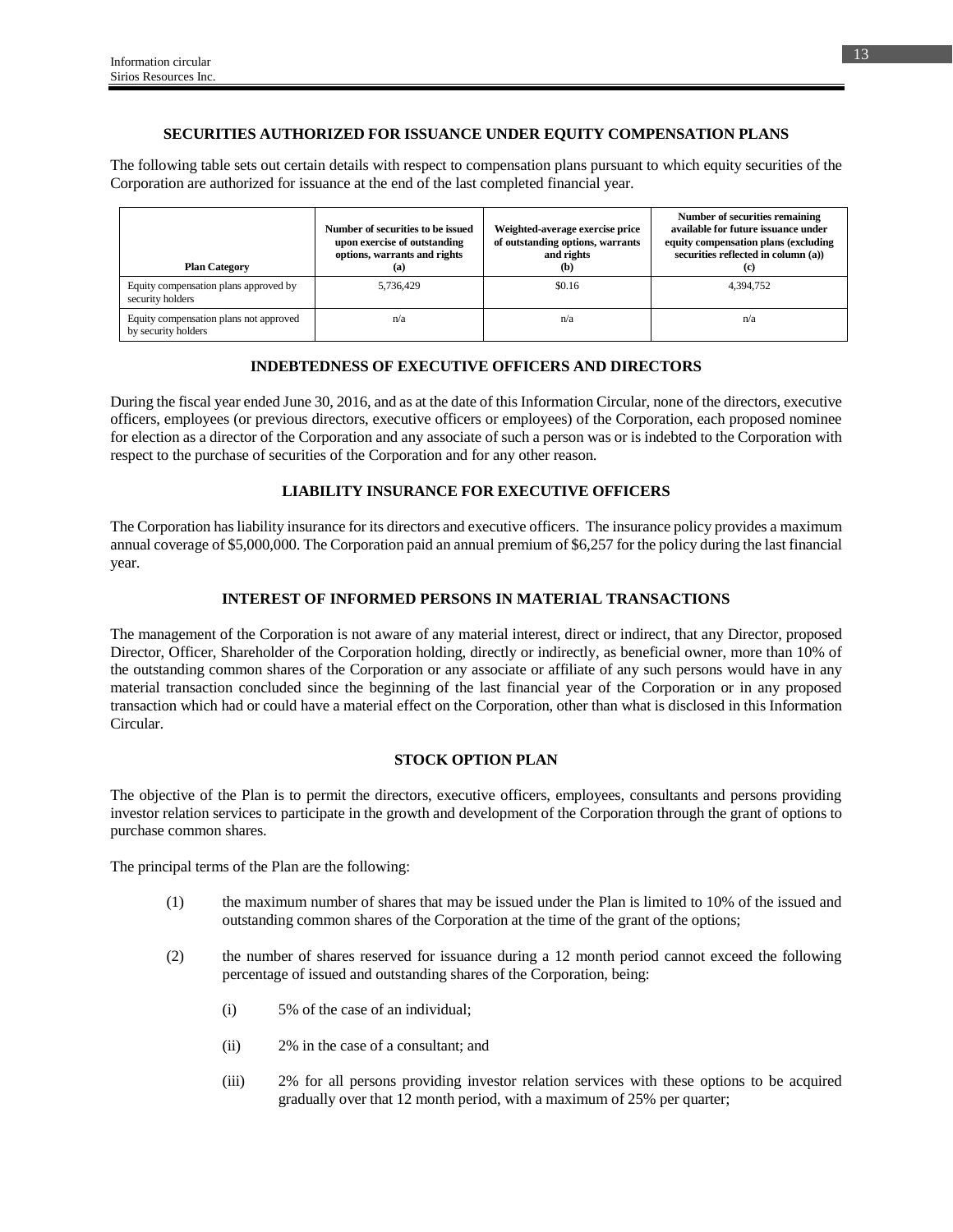## SECURITIES AUTHORIZED FOR ISSUANCE UNDER EQUITY COMPENSATION PLANS

The following table sets out certain details with respect to compensation plans pursuant to which equity securities of the Corporation are authorized for issuance at the end of the last completed financial year.

| Plan Category | Number of securities to be issued upon exercise of outstanding options, warrants and rights (a) | Weighted-average exercise price of outstanding options, warrants and rights (b) | Number of securities remaining available for future issuance under equity compensation plans (excluding securities reflected in column (a)) (c) |
|---|---|---|---|
| Equity compensation plans approved by security holders | 5,736,429 | $0.16 | 4,394,752 |
| Equity compensation plans not approved by security holders | n/a | n/a | n/a |

## INDEBTEDNESS OF EXECUTIVE OFFICERS AND DIRECTORS

During the fiscal year ended June 30, 2016, and as at the date of this Information Circular, none of the directors, executive officers, employees (or previous directors, executive officers or employees) of the Corporation, each proposed nominee for election as a director of the Corporation and any associate of such a person was or is indebted to the Corporation with respect to the purchase of securities of the Corporation and for any other reason.

## LIABILITY INSURANCE FOR EXECUTIVE OFFICERS

The Corporation has liability insurance for its directors and executive officers. The insurance policy provides a maximum annual coverage of $5,000,000. The Corporation paid an annual premium of $6,257 for the policy during the last financial year.

## INTEREST OF INFORMED PERSONS IN MATERIAL TRANSACTIONS

The management of the Corporation is not aware of any material interest, direct or indirect, that any Director, proposed Director, Officer, Shareholder of the Corporation holding, directly or indirectly, as beneficial owner, more than 10% of the outstanding common shares of the Corporation or any associate or affiliate of any such persons would have in any material transaction concluded since the beginning of the last financial year of the Corporation or in any proposed transaction which had or could have a material effect on the Corporation, other than what is disclosed in this Information Circular.

## STOCK OPTION PLAN

The objective of the Plan is to permit the directors, executive officers, employees, consultants and persons providing investor relation services to participate in the growth and development of the Corporation through the grant of options to purchase common shares.

The principal terms of the Plan are the following:

(1) the maximum number of shares that may be issued under the Plan is limited to 10% of the issued and outstanding common shares of the Corporation at the time of the grant of the options;

(2) the number of shares reserved for issuance during a 12 month period cannot exceed the following percentage of issued and outstanding shares of the Corporation, being:

  (i) 5% of the case of an individual;

  (ii) 2% in the case of a consultant; and

  (iii) 2% for all persons providing investor relation services with these options to be acquired gradually over that 12 month period, with a maximum of 25% per quarter;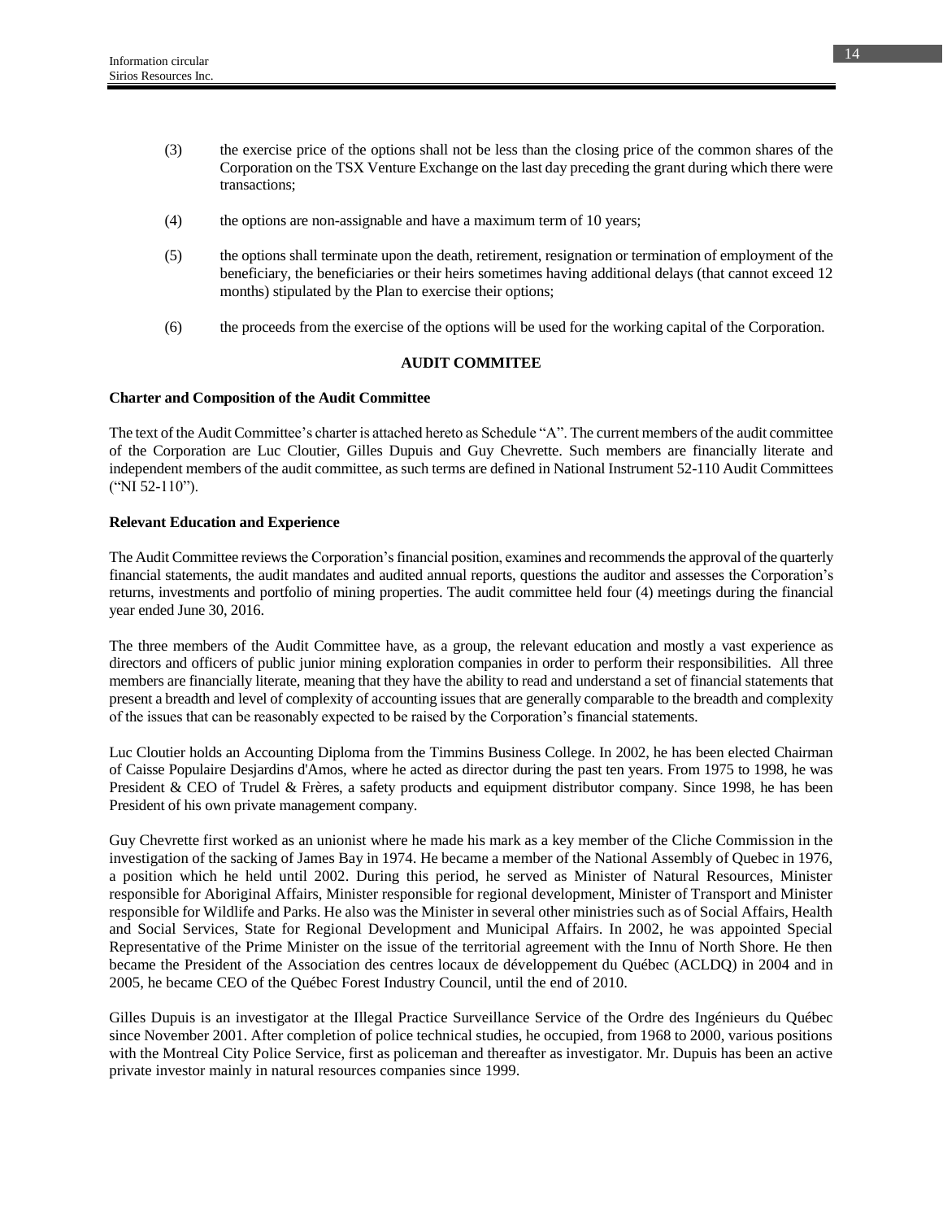(3) the exercise price of the options shall not be less than the closing price of the common shares of the Corporation on the TSX Venture Exchange on the last day preceding the grant during which there were transactions;

(4) the options are non-assignable and have a maximum term of 10 years;

(5) the options shall terminate upon the death, retirement, resignation or termination of employment of the beneficiary, the beneficiaries or their heirs sometimes having additional delays (that cannot exceed 12 months) stipulated by the Plan to exercise their options;

(6) the proceeds from the exercise of the options will be used for the working capital of the Corporation.

## AUDIT COMMITEE

### Charter and Composition of the Audit Committee

The text of the Audit Committee's charter is attached hereto as Schedule "A". The current members of the audit committee of the Corporation are Luc Cloutier, Gilles Dupuis and Guy Chevrette. Such members are financially literate and independent members of the audit committee, as such terms are defined in National Instrument 52-110 Audit Committees ("NI 52-110").

### Relevant Education and Experience

The Audit Committee reviews the Corporation's financial position, examines and recommends the approval of the quarterly financial statements, the audit mandates and audited annual reports, questions the auditor and assesses the Corporation's returns, investments and portfolio of mining properties. The audit committee held four (4) meetings during the financial year ended June 30, 2016.

The three members of the Audit Committee have, as a group, the relevant education and mostly a vast experience as directors and officers of public junior mining exploration companies in order to perform their responsibilities. All three members are financially literate, meaning that they have the ability to read and understand a set of financial statements that present a breadth and level of complexity of accounting issues that are generally comparable to the breadth and complexity of the issues that can be reasonably expected to be raised by the Corporation's financial statements.

Luc Cloutier holds an Accounting Diploma from the Timmins Business College. In 2002, he has been elected Chairman of Caisse Populaire Desjardins d'Amos, where he acted as director during the past ten years. From 1975 to 1998, he was President & CEO of Trudel & Frères, a safety products and equipment distributor company. Since 1998, he has been President of his own private management company.

Guy Chevrette first worked as an unionist where he made his mark as a key member of the Cliche Commission in the investigation of the sacking of James Bay in 1974. He became a member of the National Assembly of Quebec in 1976, a position which he held until 2002. During this period, he served as Minister of Natural Resources, Minister responsible for Aboriginal Affairs, Minister responsible for regional development, Minister of Transport and Minister responsible for Wildlife and Parks. He also was the Minister in several other ministries such as of Social Affairs, Health and Social Services, State for Regional Development and Municipal Affairs. In 2002, he was appointed Special Representative of the Prime Minister on the issue of the territorial agreement with the Innu of North Shore. He then became the President of the Association des centres locaux de développement du Québec (ACLDQ) in 2004 and in 2005, he became CEO of the Québec Forest Industry Council, until the end of 2010.

Gilles Dupuis is an investigator at the Illegal Practice Surveillance Service of the Ordre des Ingénieurs du Québec since November 2001. After completion of police technical studies, he occupied, from 1968 to 2000, various positions with the Montreal City Police Service, first as policeman and thereafter as investigator. Mr. Dupuis has been an active private investor mainly in natural resources companies since 1999.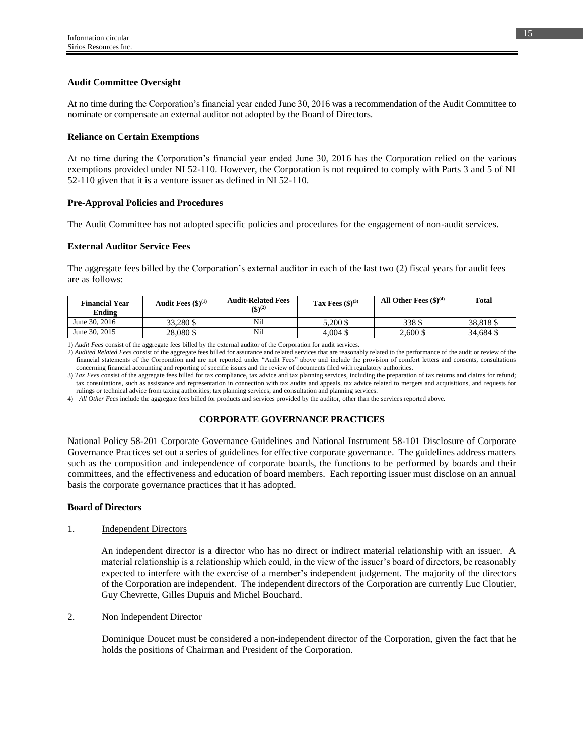**Audit Committee Oversight**

At no time during the Corporation's financial year ended June 30, 2016 was a recommendation of the Audit Committee to nominate or compensate an external auditor not adopted by the Board of Directors.

**Reliance on Certain Exemptions**

At no time during the Corporation's financial year ended June 30, 2016 has the Corporation relied on the various exemptions provided under NI 52-110. However, the Corporation is not required to comply with Parts 3 and 5 of NI 52-110 given that it is a venture issuer as defined in NI 52-110.

**Pre-Approval Policies and Procedures**

The Audit Committee has not adopted specific policies and procedures for the engagement of non-audit services.

**External Auditor Service Fees**

The aggregate fees billed by the Corporation's external auditor in each of the last two (2) fiscal years for audit fees are as follows:

| Financial Year Ending | Audit Fees ($)(1) | Audit-Related Fees ($)(2) | Tax Fees ($)(3) | All Other Fees ($)(4) | Total |
|---|---|---|---|---|---|
| June 30, 2016 | 33,280 $ | Nil | 5,200 $ | 338 $ | 38,818 $ |
| June 30, 2015 | 28,080 $ | Nil | 4,004 $ | 2,600 $ | 34,684 $ |

1) *Audit Fees* consist of the aggregate fees billed by the external auditor of the Corporation for audit services.

2) *Audited Related Fees* consist of the aggregate fees billed for assurance and related services that are reasonably related to the performance of the audit or review of the financial statements of the Corporation and are not reported under "Audit Fees" above and include the provision of comfort letters and consents, consultations concerning financial accounting and reporting of specific issues and the review of documents filed with regulatory authorities.

3) *Tax Fees* consist of the aggregate fees billed for tax compliance, tax advice and tax planning services, including the preparation of tax returns and claims for refund; tax consultations, such as assistance and representation in connection with tax audits and appeals, tax advice related to mergers and acquisitions, and requests for rulings or technical advice from taxing authorities; tax planning services; and consultation and planning services.

4) *All Other Fees* include the aggregate fees billed for products and services provided by the auditor, other than the services reported above.

## CORPORATE GOVERNANCE PRACTICES

National Policy 58-201 Corporate Governance Guidelines and National Instrument 58-101 Disclosure of Corporate Governance Practices set out a series of guidelines for effective corporate governance. The guidelines address matters such as the composition and independence of corporate boards, the functions to be performed by boards and their committees, and the effectiveness and education of board members. Each reporting issuer must disclose on an annual basis the corporate governance practices that it has adopted.

**Board of Directors**

1. Independent Directors

   An independent director is a director who has no direct or indirect material relationship with an issuer. A material relationship is a relationship which could, in the view of the issuer's board of directors, be reasonably expected to interfere with the exercise of a member's independent judgement. The majority of the directors of the Corporation are independent. The independent directors of the Corporation are currently Luc Cloutier, Guy Chevrette, Gilles Dupuis and Michel Bouchard.

2. Non Independent Director

   Dominique Doucet must be considered a non-independent director of the Corporation, given the fact that he holds the positions of Chairman and President of the Corporation.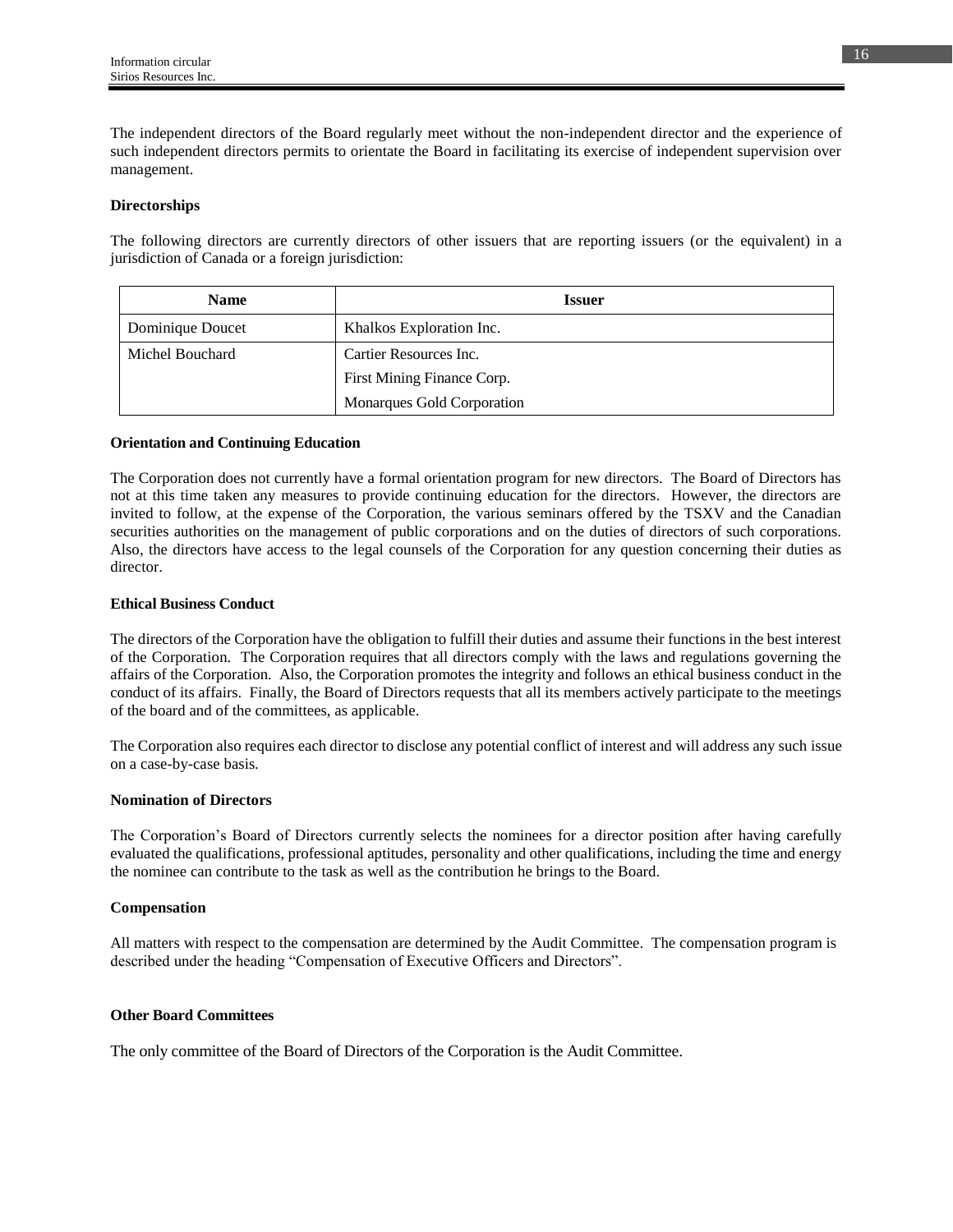The independent directors of the Board regularly meet without the non-independent director and the experience of such independent directors permits to orientate the Board in facilitating its exercise of independent supervision over management.

**Directorships**

The following directors are currently directors of other issuers that are reporting issuers (or the equivalent) in a jurisdiction of Canada or a foreign jurisdiction:

| Name | Issuer |
|---|---|
| Dominique Doucet | Khalkos Exploration Inc. |
| Michel Bouchard | Cartier Resources Inc.<br>First Mining Finance Corp.<br>Monarques Gold Corporation |

**Orientation and Continuing Education**

The Corporation does not currently have a formal orientation program for new directors. The Board of Directors has not at this time taken any measures to provide continuing education for the directors. However, the directors are invited to follow, at the expense of the Corporation, the various seminars offered by the TSXV and the Canadian securities authorities on the management of public corporations and on the duties of directors of such corporations. Also, the directors have access to the legal counsels of the Corporation for any question concerning their duties as director.

**Ethical Business Conduct**

The directors of the Corporation have the obligation to fulfill their duties and assume their functions in the best interest of the Corporation. The Corporation requires that all directors comply with the laws and regulations governing the affairs of the Corporation. Also, the Corporation promotes the integrity and follows an ethical business conduct in the conduct of its affairs. Finally, the Board of Directors requests that all its members actively participate to the meetings of the board and of the committees, as applicable.

The Corporation also requires each director to disclose any potential conflict of interest and will address any such issue on a case-by-case basis.

**Nomination of Directors**

The Corporation's Board of Directors currently selects the nominees for a director position after having carefully evaluated the qualifications, professional aptitudes, personality and other qualifications, including the time and energy the nominee can contribute to the task as well as the contribution he brings to the Board.

**Compensation**

All matters with respect to the compensation are determined by the Audit Committee. The compensation program is described under the heading "Compensation of Executive Officers and Directors".

**Other Board Committees**

The only committee of the Board of Directors of the Corporation is the Audit Committee.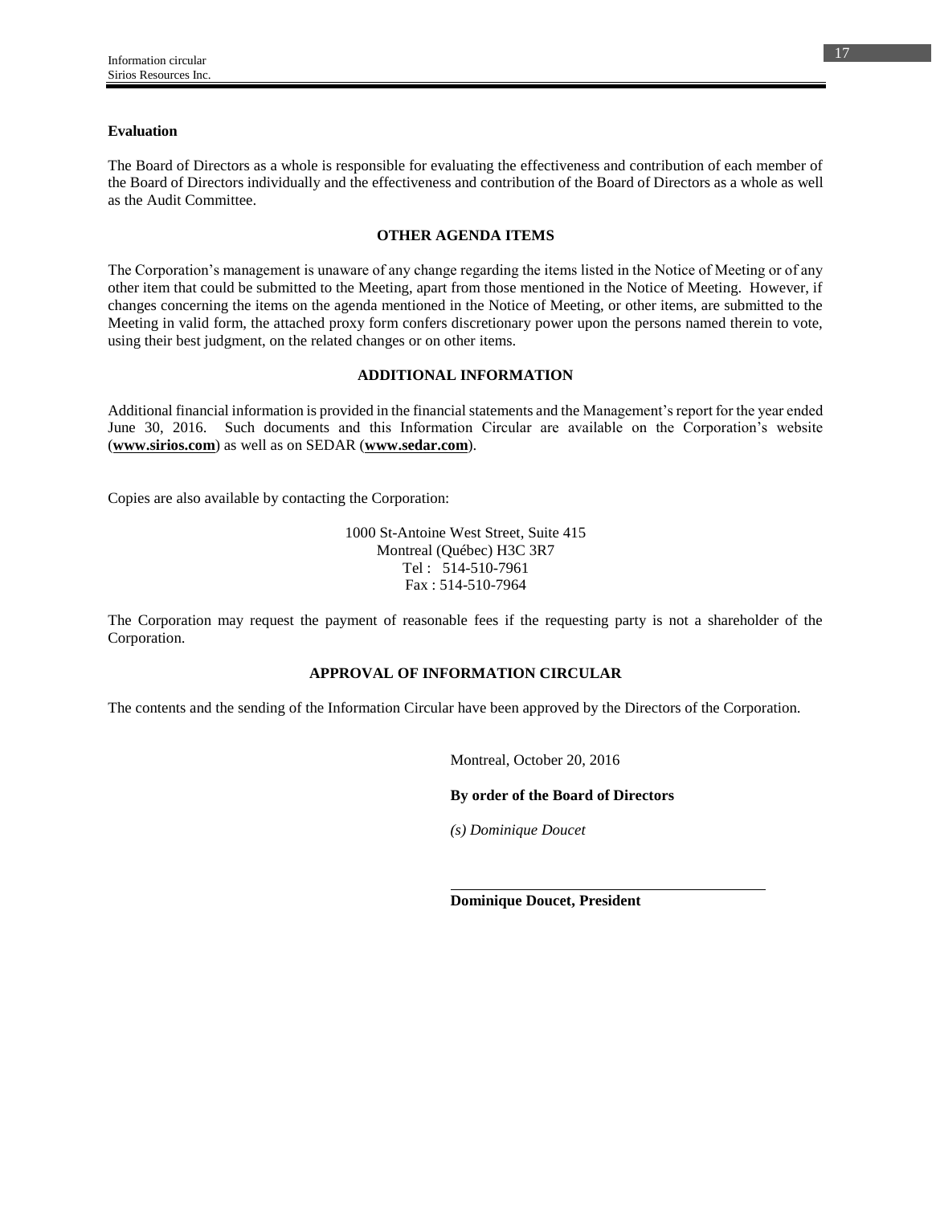### Evaluation

The Board of Directors as a whole is responsible for evaluating the effectiveness and contribution of each member of the Board of Directors individually and the effectiveness and contribution of the Board of Directors as a whole as well as the Audit Committee.

## OTHER AGENDA ITEMS

The Corporation's management is unaware of any change regarding the items listed in the Notice of Meeting or of any other item that could be submitted to the Meeting, apart from those mentioned in the Notice of Meeting. However, if changes concerning the items on the agenda mentioned in the Notice of Meeting, or other items, are submitted to the Meeting in valid form, the attached proxy form confers discretionary power upon the persons named therein to vote, using their best judgment, on the related changes or on other items.

## ADDITIONAL INFORMATION

Additional financial information is provided in the financial statements and the Management's report for the year ended June 30, 2016. Such documents and this Information Circular are available on the Corporation's website (**www.sirios.com**) as well as on SEDAR (**www.sedar.com**).

Copies are also available by contacting the Corporation:

1000 St-Antoine West Street, Suite 415
Montreal (Québec) H3C 3R7
Tel : 514-510-7961
Fax : 514-510-7964

The Corporation may request the payment of reasonable fees if the requesting party is not a shareholder of the Corporation.

## APPROVAL OF INFORMATION CIRCULAR

The contents and the sending of the Information Circular have been approved by the Directors of the Corporation.

Montreal, October 20, 2016

**By order of the Board of Directors**

*(s) Dominique Doucet*

**Dominique Doucet, President**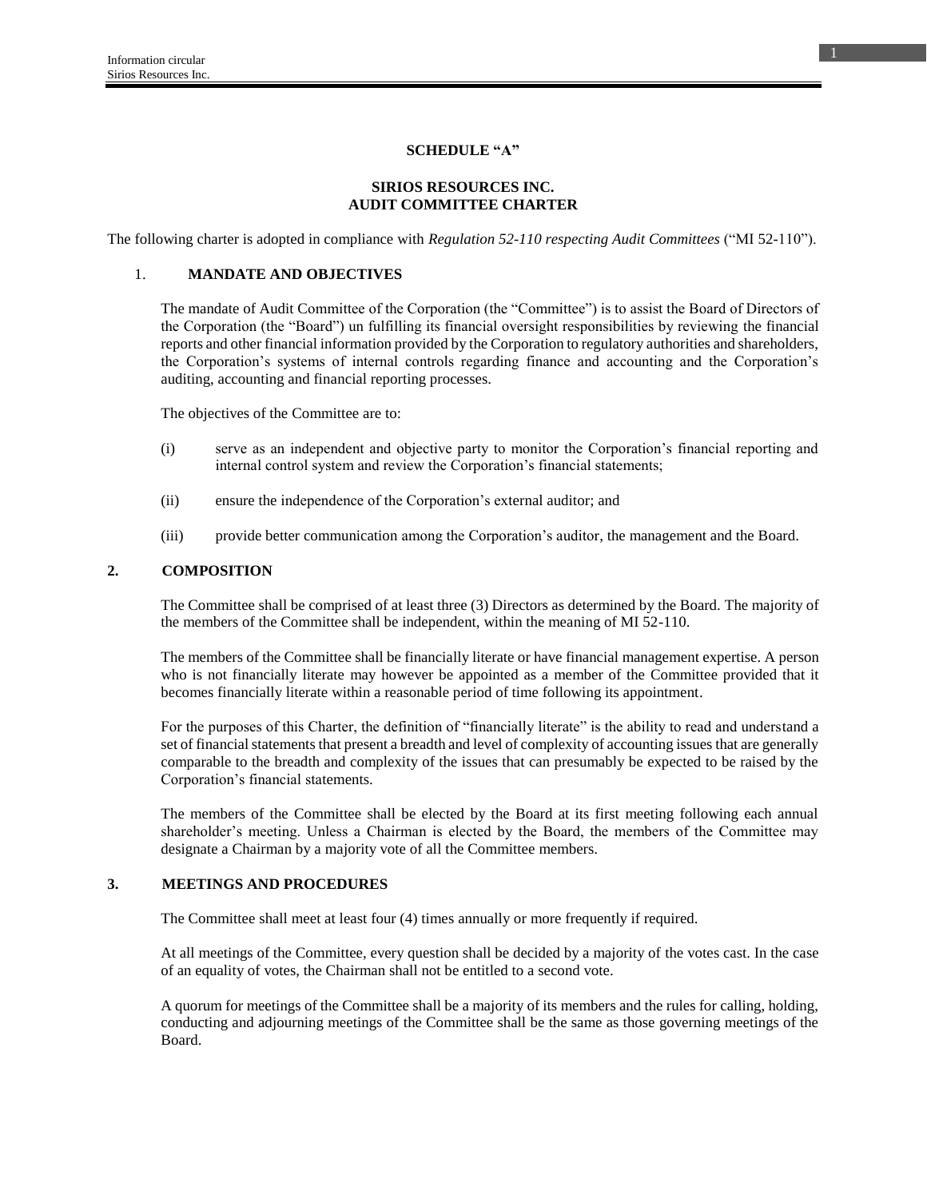**SCHEDULE "A"**

**SIRIOS RESOURCES INC.**
**AUDIT COMMITTEE CHARTER**

The following charter is adopted in compliance with *Regulation 52-110 respecting Audit Committees* ("MI 52-110").

1. **MANDATE AND OBJECTIVES**

The mandate of Audit Committee of the Corporation (the "Committee") is to assist the Board of Directors of the Corporation (the "Board") un fulfilling its financial oversight responsibilities by reviewing the financial reports and other financial information provided by the Corporation to regulatory authorities and shareholders, the Corporation's systems of internal controls regarding finance and accounting and the Corporation's auditing, accounting and financial reporting processes.

The objectives of the Committee are to:

(i) serve as an independent and objective party to monitor the Corporation's financial reporting and internal control system and review the Corporation's financial statements;

(ii) ensure the independence of the Corporation's external auditor; and

(iii) provide better communication among the Corporation's auditor, the management and the Board.

**2. COMPOSITION**

The Committee shall be comprised of at least three (3) Directors as determined by the Board. The majority of the members of the Committee shall be independent, within the meaning of MI 52-110.

The members of the Committee shall be financially literate or have financial management expertise. A person who is not financially literate may however be appointed as a member of the Committee provided that it becomes financially literate within a reasonable period of time following its appointment.

For the purposes of this Charter, the definition of "financially literate" is the ability to read and understand a set of financial statements that present a breadth and level of complexity of accounting issues that are generally comparable to the breadth and complexity of the issues that can presumably be expected to be raised by the Corporation's financial statements.

The members of the Committee shall be elected by the Board at its first meeting following each annual shareholder's meeting. Unless a Chairman is elected by the Board, the members of the Committee may designate a Chairman by a majority vote of all the Committee members.

**3. MEETINGS AND PROCEDURES**

The Committee shall meet at least four (4) times annually or more frequently if required.

At all meetings of the Committee, every question shall be decided by a majority of the votes cast. In the case of an equality of votes, the Chairman shall not be entitled to a second vote.

A quorum for meetings of the Committee shall be a majority of its members and the rules for calling, holding, conducting and adjourning meetings of the Committee shall be the same as those governing meetings of the Board.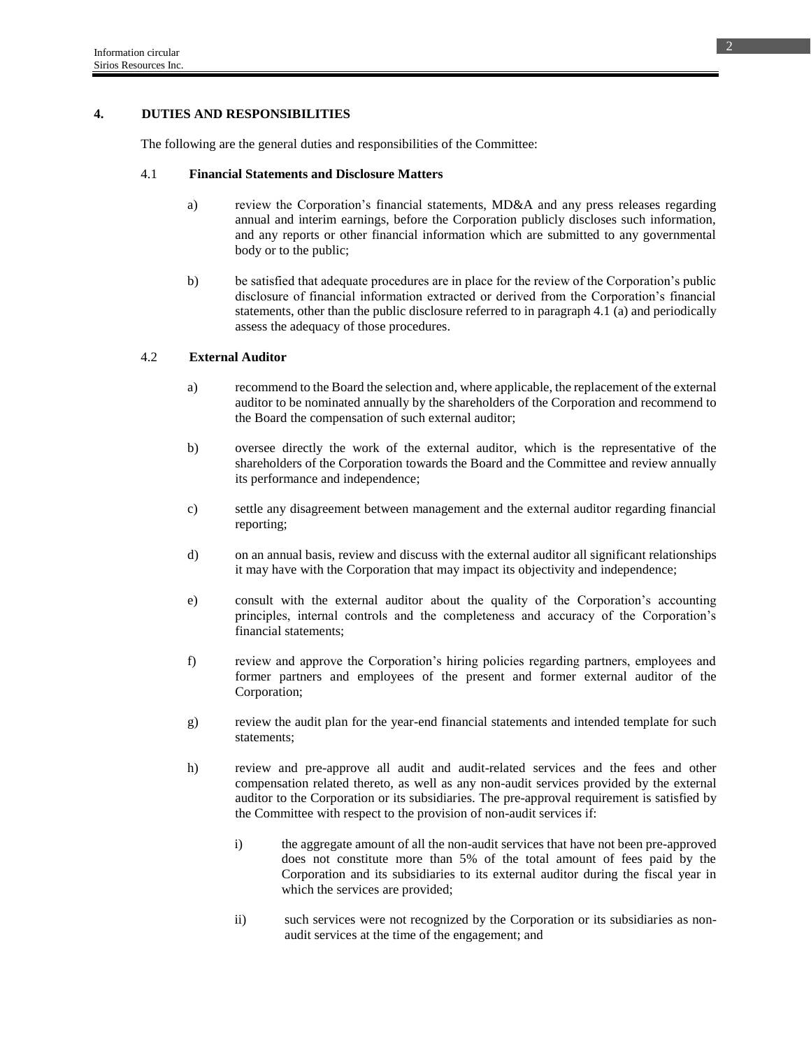## 4. DUTIES AND RESPONSIBILITIES

The following are the general duties and responsibilities of the Committee:

### 4.1 Financial Statements and Disclosure Matters

a) review the Corporation's financial statements, MD&A and any press releases regarding annual and interim earnings, before the Corporation publicly discloses such information, and any reports or other financial information which are submitted to any governmental body or to the public;

b) be satisfied that adequate procedures are in place for the review of the Corporation's public disclosure of financial information extracted or derived from the Corporation's financial statements, other than the public disclosure referred to in paragraph 4.1 (a) and periodically assess the adequacy of those procedures.

### 4.2 External Auditor

a) recommend to the Board the selection and, where applicable, the replacement of the external auditor to be nominated annually by the shareholders of the Corporation and recommend to the Board the compensation of such external auditor;

b) oversee directly the work of the external auditor, which is the representative of the shareholders of the Corporation towards the Board and the Committee and review annually its performance and independence;

c) settle any disagreement between management and the external auditor regarding financial reporting;

d) on an annual basis, review and discuss with the external auditor all significant relationships it may have with the Corporation that may impact its objectivity and independence;

e) consult with the external auditor about the quality of the Corporation's accounting principles, internal controls and the completeness and accuracy of the Corporation's financial statements;

f) review and approve the Corporation's hiring policies regarding partners, employees and former partners and employees of the present and former external auditor of the Corporation;

g) review the audit plan for the year-end financial statements and intended template for such statements;

h) review and pre-approve all audit and audit-related services and the fees and other compensation related thereto, as well as any non-audit services provided by the external auditor to the Corporation or its subsidiaries. The pre-approval requirement is satisfied by the Committee with respect to the provision of non-audit services if:

   i) the aggregate amount of all the non-audit services that have not been pre-approved does not constitute more than 5% of the total amount of fees paid by the Corporation and its subsidiaries to its external auditor during the fiscal year in which the services are provided;

   ii) such services were not recognized by the Corporation or its subsidiaries as non-audit services at the time of the engagement; and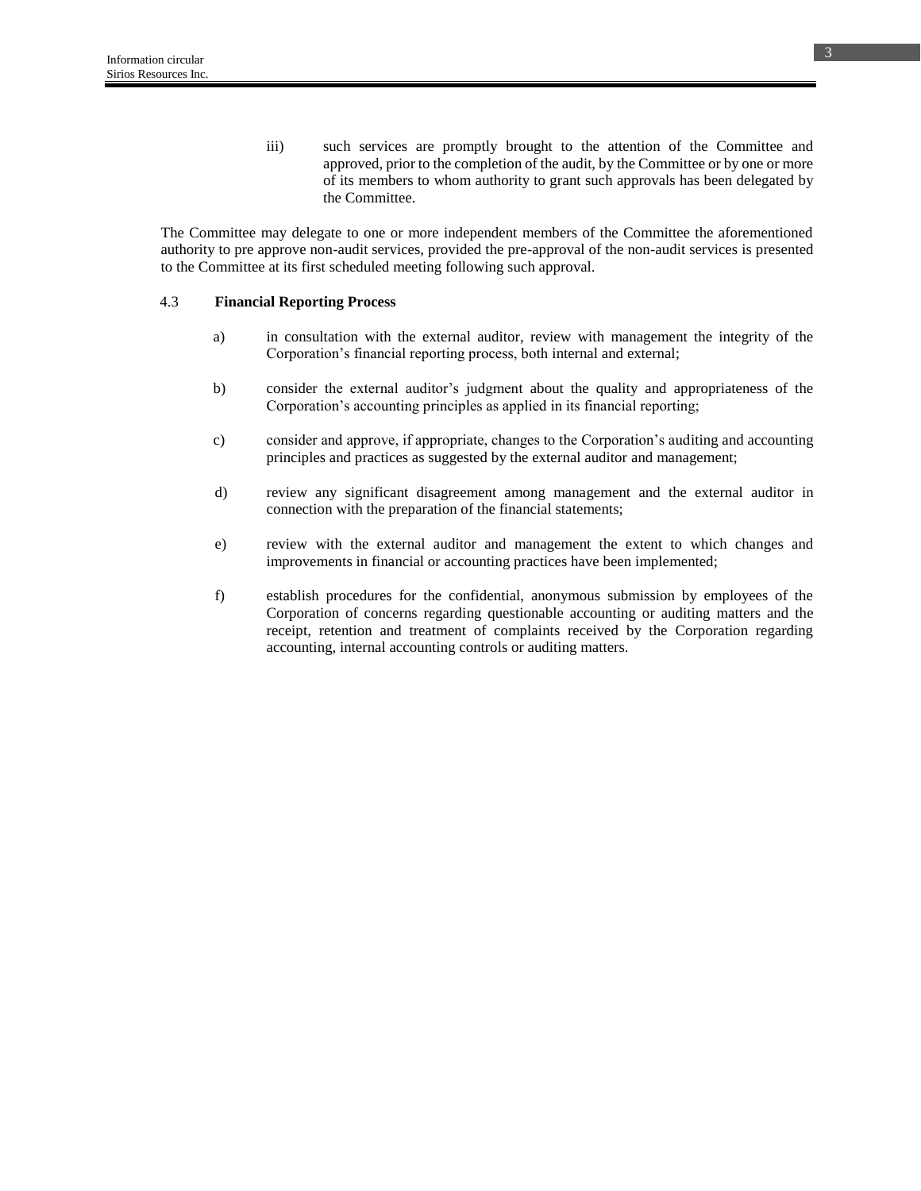iii) such services are promptly brought to the attention of the Committee and approved, prior to the completion of the audit, by the Committee or by one or more of its members to whom authority to grant such approvals has been delegated by the Committee.

The Committee may delegate to one or more independent members of the Committee the aforementioned authority to pre approve non-audit services, provided the pre-approval of the non-audit services is presented to the Committee at its first scheduled meeting following such approval.

### 4.3 Financial Reporting Process

a) in consultation with the external auditor, review with management the integrity of the Corporation's financial reporting process, both internal and external;

b) consider the external auditor's judgment about the quality and appropriateness of the Corporation's accounting principles as applied in its financial reporting;

c) consider and approve, if appropriate, changes to the Corporation's auditing and accounting principles and practices as suggested by the external auditor and management;

d) review any significant disagreement among management and the external auditor in connection with the preparation of the financial statements;

e) review with the external auditor and management the extent to which changes and improvements in financial or accounting practices have been implemented;

f) establish procedures for the confidential, anonymous submission by employees of the Corporation of concerns regarding questionable accounting or auditing matters and the receipt, retention and treatment of complaints received by the Corporation regarding accounting, internal accounting controls or auditing matters.